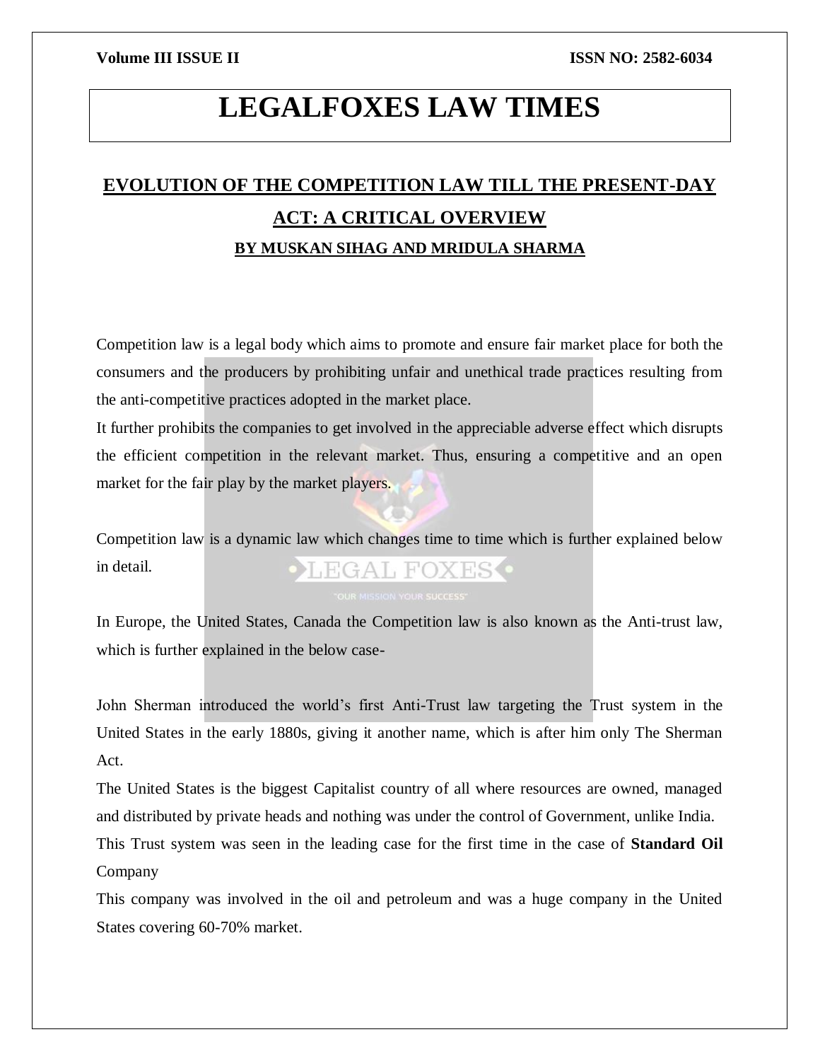# LEGALFOXES LAW TIMES

## EVOLUTION OF THE COMPETITION LAW TILL THE PRESENT-DAY ACT: A CRITICAL OVERVIEW

### BY MUSKAN SIHAG AND MRIDULA SHARMA

Competition law is a legal body which aims to promote and ensure fair market place for both the consumers and the producers by prohibiting unfair and unethical trade practices resulting from the anti-competitive practices adopted in the market place.

It further prohibits the companies to get involved in the appreciable adverse effect which disrupts the efficient competition in the relevant market. Thus, ensuring a competitive and an open market for the fair play by the market players.

Competition law is a dynamic law which changes time to time which is further explained below in detail.

In Europe, the United States, Canada the Competition law is also known as the Anti-trust law, which is further explained in the below case-

John Sherman introduced the world's first Anti-Trust law targeting the Trust system in the United States in the early 1880s, giving it another name, which is after him only The Sherman Act.

The United States is the biggest Capitalist country of all where resources are owned, managed and distributed by private heads and nothing was under the control of Government, unlike India.

This Trust system was seen in the leading case for the first time in the case of **Standard Oil** Company

This company was involved in the oil and petroleum and was a huge company in the United States covering 60-70% market.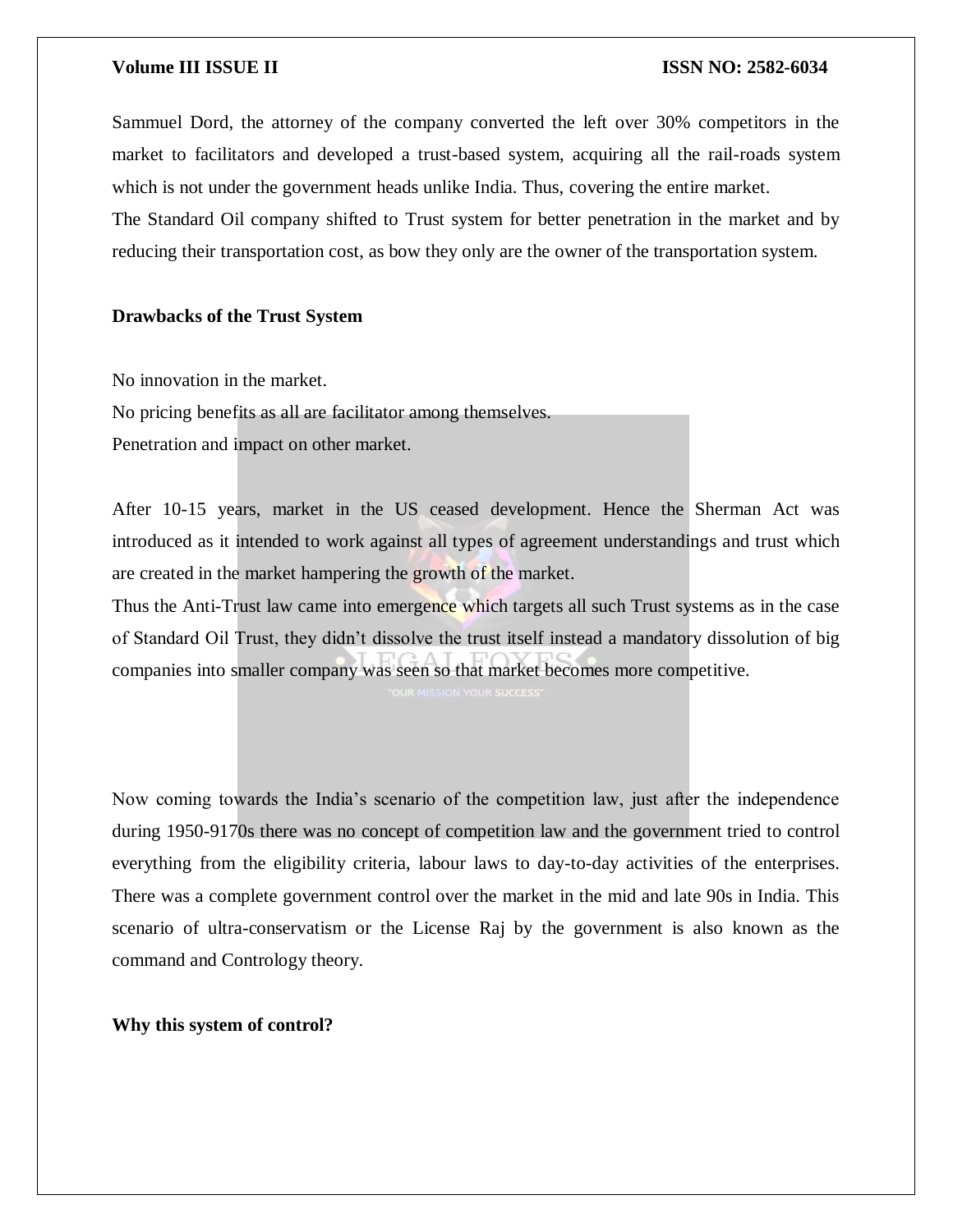Sammuel Dord, the attorney of the company converted the left over 30% competitors in the market to facilitators and developed a trust-based system, acquiring all the rail-roads system which is not under the government heads unlike India. Thus, covering the entire market.

The Standard Oil company shifted to Trust system for better penetration in the market and by reducing their transportation cost, as bow they only are the owner of the transportation system.

**Drawbacks of the Trust System**

No innovation in the market.

No pricing benefits as all are facilitator among themselves.

Penetration and impact on other market.

After 10-15 years, market in the US ceased development. Hence the Sherman Act was introduced as it intended to work against all types of agreement understandings and trust which are created in the market hampering the growth of the market.

Thus the Anti-Trust law came into emergence which targets all such Trust systems as in the case of Standard Oil Trust, they didn't dissolve the trust itself instead a mandatory dissolution of big companies into smaller company was seen so that market becomes more competitive.

Now coming towards the India's scenario of the competition law, just after the independence during 1950-9170s there was no concept of competition law and the government tried to control everything from the eligibility criteria, labour laws to day-to-day activities of the enterprises. There was a complete government control over the market in the mid and late 90s in India. This scenario of ultra-conservatism or the License Raj by the government is also known as the command and Contrology theory.

**Why this system of control?**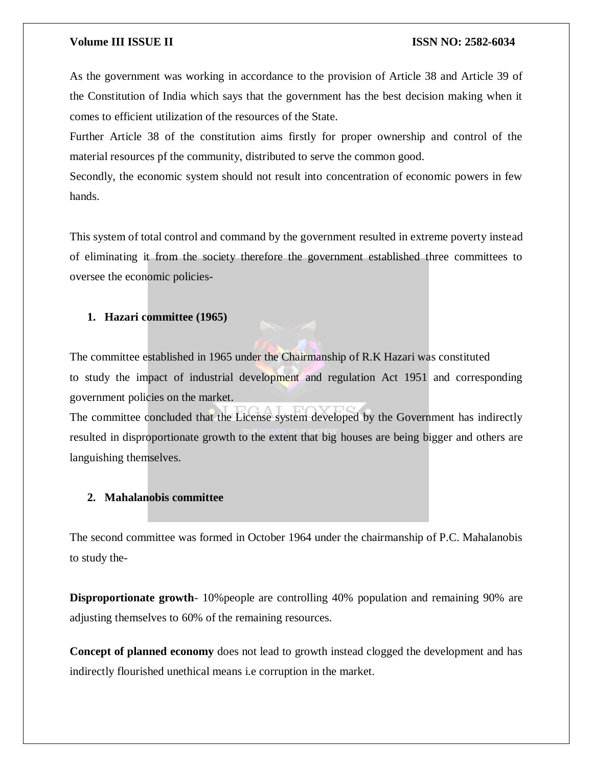As the government was working in accordance to the provision of Article 38 and Article 39 of the Constitution of India which says that the government has the best decision making when it comes to efficient utilization of the resources of the State.

Further Article 38 of the constitution aims firstly for proper ownership and control of the material resources pf the community, distributed to serve the common good.

Secondly, the economic system should not result into concentration of economic powers in few hands.

This system of total control and command by the government resulted in extreme poverty instead of eliminating it from the society therefore the government established three committees to oversee the economic policies-

1. **Hazari committee (1965)**

The committee established in 1965 under the Chairmanship of R.K Hazari was constituted to study the impact of industrial development and regulation Act 1951 and corresponding government policies on the market.

The committee concluded that the License system developed by the Government has indirectly resulted in disproportionate growth to the extent that big houses are being bigger and others are languishing themselves.

2. **Mahalanobis committee**

The second committee was formed in October 1964 under the chairmanship of P.C. Mahalanobis to study the-

**Disproportionate growth**- 10%people are controlling 40% population and remaining 90% are adjusting themselves to 60% of the remaining resources.

**Concept of planned economy** does not lead to growth instead clogged the development and has indirectly flourished unethical means i.e corruption in the market.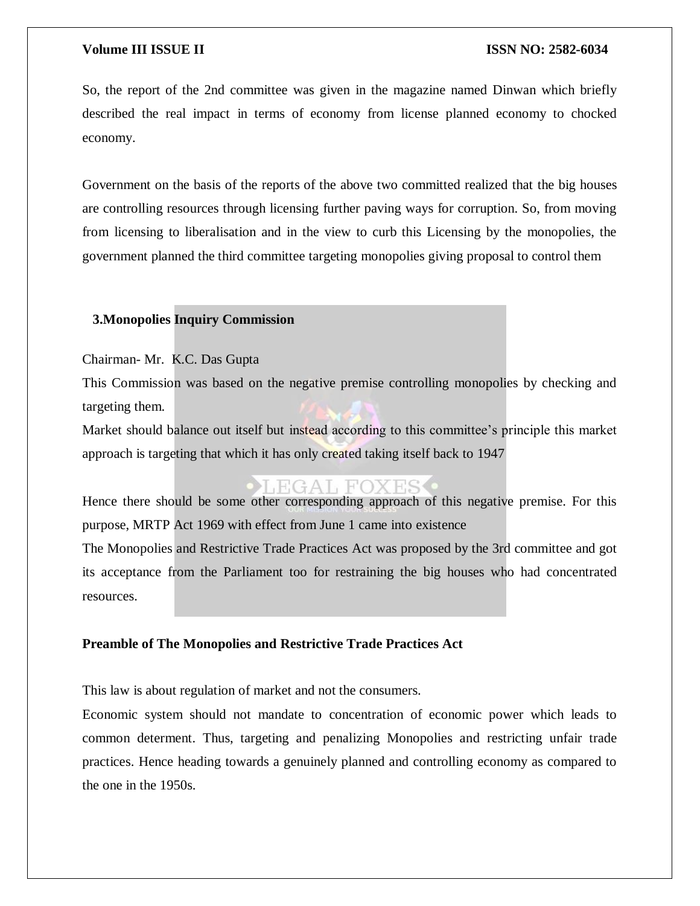So, the report of the 2nd committee was given in the magazine named Dinwan which briefly described the real impact in terms of economy from license planned economy to chocked economy.

Government on the basis of the reports of the above two committed realized that the big houses are controlling resources through licensing further paving ways for corruption. So, from moving from licensing to liberalisation and in the view to curb this Licensing by the monopolies, the government planned the third committee targeting monopolies giving proposal to control them

### 3.Monopolies Inquiry Commission

Chairman- Mr. K.C. Das Gupta

This Commission was based on the negative premise controlling monopolies by checking and targeting them.

Market should balance out itself but instead according to this committee's principle this market approach is targeting that which it has only created taking itself back to 1947

Hence there should be some other corresponding approach of this negative premise. For this purpose, MRTP Act 1969 with effect from June 1 came into existence

The Monopolies and Restrictive Trade Practices Act was proposed by the 3rd committee and got its acceptance from the Parliament too for restraining the big houses who had concentrated resources.

**Preamble of The Monopolies and Restrictive Trade Practices Act**

This law is about regulation of market and not the consumers.

Economic system should not mandate to concentration of economic power which leads to common determent. Thus, targeting and penalizing Monopolies and restricting unfair trade practices. Hence heading towards a genuinely planned and controlling economy as compared to the one in the 1950s.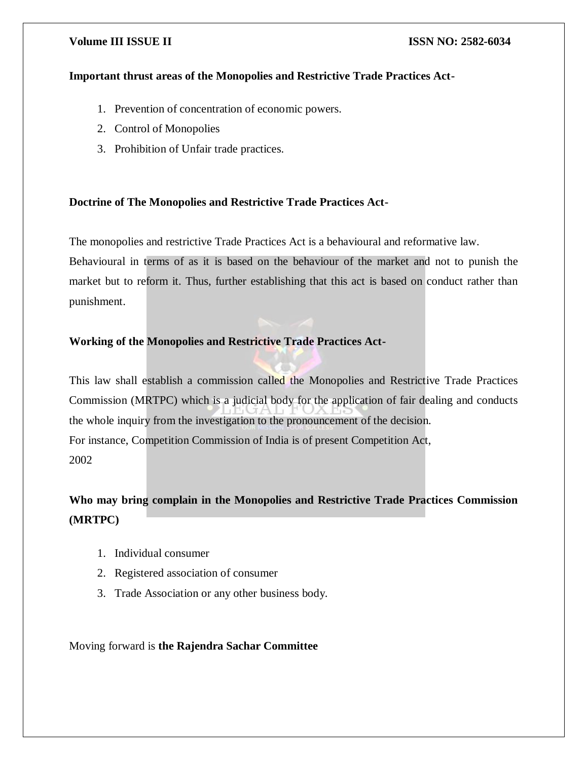**Important thrust areas of the Monopolies and Restrictive Trade Practices Act-**

1. Prevention of concentration of economic powers.
2. Control of Monopolies
3. Prohibition of Unfair trade practices.

**Doctrine of The Monopolies and Restrictive Trade Practices Act-**

The monopolies and restrictive Trade Practices Act is a behavioural and reformative law. Behavioural in terms of as it is based on the behaviour of the market and not to punish the market but to reform it. Thus, further establishing that this act is based on conduct rather than punishment.

**Working of the Monopolies and Restrictive Trade Practices Act-**

This law shall establish a commission called the Monopolies and Restrictive Trade Practices Commission (MRTPC) which is a judicial body for the application of fair dealing and conducts the whole inquiry from the investigation to the pronouncement of the decision.
For instance, Competition Commission of India is of present Competition Act, 2002

**Who may bring complain in the Monopolies and Restrictive Trade Practices Commission (MRTPC)**

1. Individual consumer
2. Registered association of consumer
3. Trade Association or any other business body.

Moving forward is **the Rajendra Sachar Committee**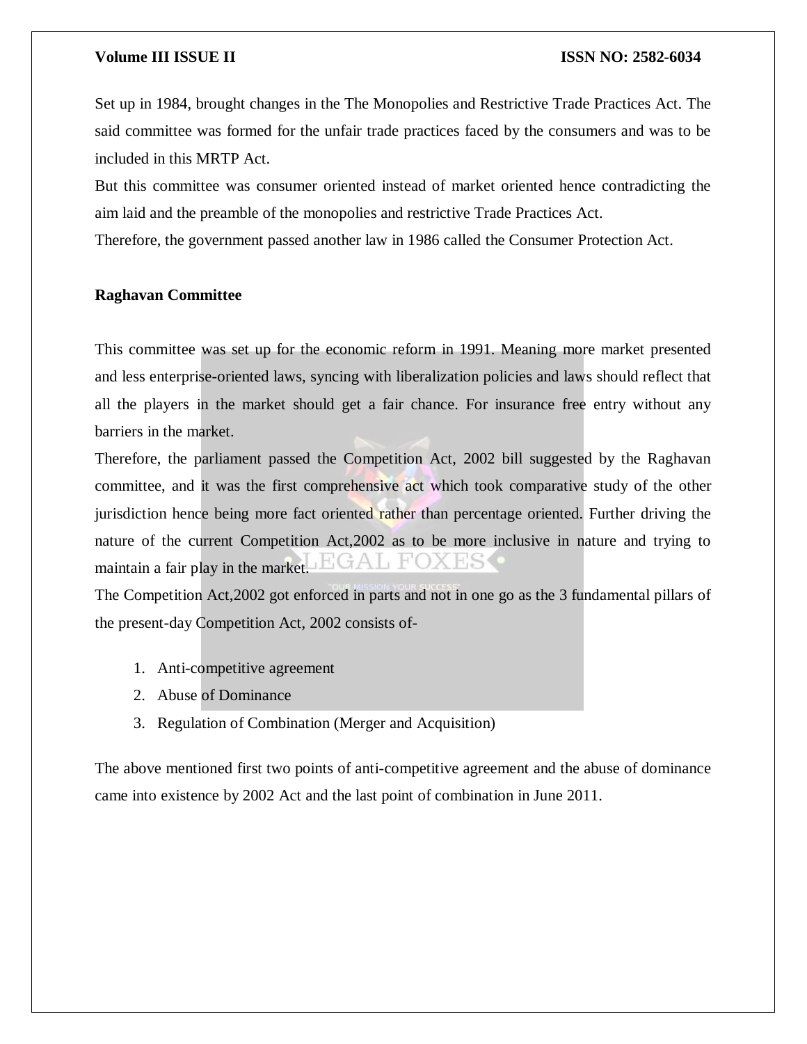Set up in 1984, brought changes in the The Monopolies and Restrictive Trade Practices Act. The said committee was formed for the unfair trade practices faced by the consumers and was to be included in this MRTP Act.

But this committee was consumer oriented instead of market oriented hence contradicting the aim laid and the preamble of the monopolies and restrictive Trade Practices Act.

Therefore, the government passed another law in 1986 called the Consumer Protection Act.

**Raghavan Committee**

This committee was set up for the economic reform in 1991. Meaning more market presented and less enterprise-oriented laws, syncing with liberalization policies and laws should reflect that all the players in the market should get a fair chance. For insurance free entry without any barriers in the market.

Therefore, the parliament passed the Competition Act, 2002 bill suggested by the Raghavan committee, and it was the first comprehensive act which took comparative study of the other jurisdiction hence being more fact oriented rather than percentage oriented. Further driving the nature of the current Competition Act,2002 as to be more inclusive in nature and trying to maintain a fair play in the market.

The Competition Act,2002 got enforced in parts and not in one go as the 3 fundamental pillars of the present-day Competition Act, 2002 consists of-

1. Anti-competitive agreement
2. Abuse of Dominance
3. Regulation of Combination (Merger and Acquisition)

The above mentioned first two points of anti-competitive agreement and the abuse of dominance came into existence by 2002 Act and the last point of combination in June 2011.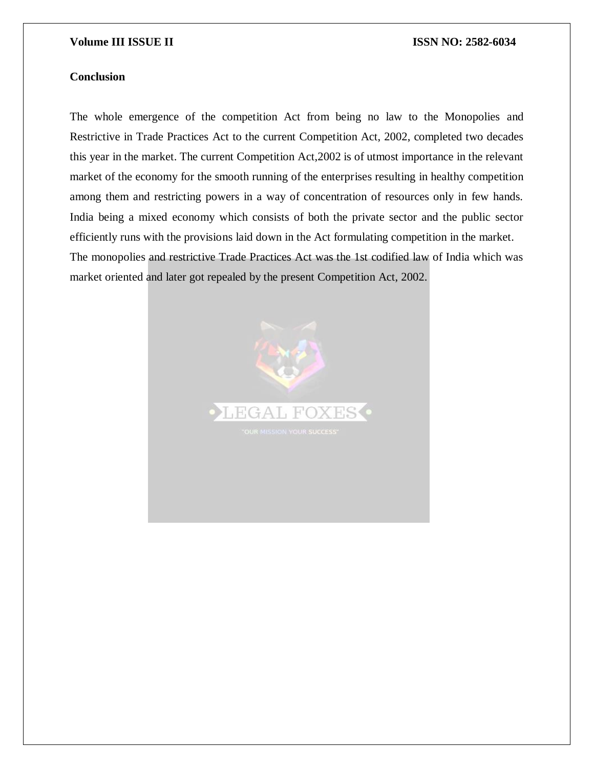**Conclusion**

The whole emergence of the competition Act from being no law to the Monopolies and Restrictive in Trade Practices Act to the current Competition Act, 2002, completed two decades this year in the market. The current Competition Act,2002 is of utmost importance in the relevant market of the economy for the smooth running of the enterprises resulting in healthy competition among them and restricting powers in a way of concentration of resources only in few hands. India being a mixed economy which consists of both the private sector and the public sector efficiently runs with the provisions laid down in the Act formulating competition in the market.

The monopolies and restrictive Trade Practices Act was the 1st codified law of India which was market oriented and later got repealed by the present Competition Act, 2002.